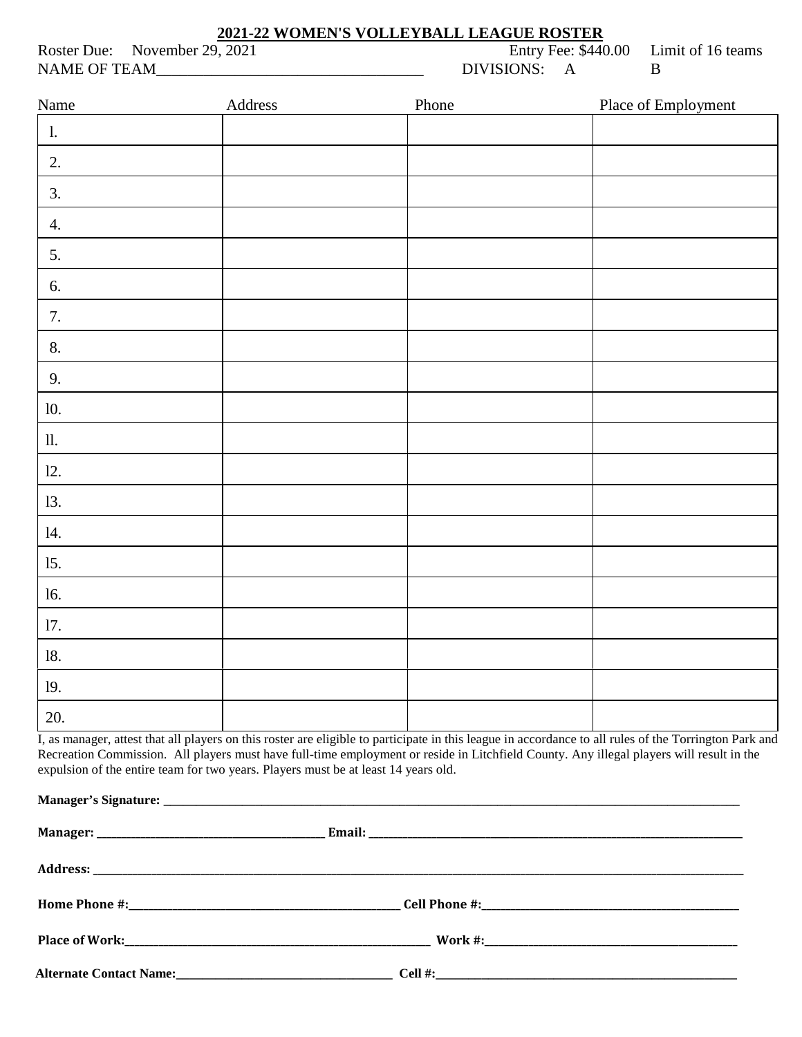# 2021-22 WOMEN'S VOLLEYBALL LEAGUE ROSTER

Roster Due: November 29, 2021 Entry Fee: $440.00 Limit of 16 teams

NAME OF TEAM__________________________________ DIVISIONS: A B

| Name | Address | Phone | Place of Employment |
|---|---|---|---|
| 1. | | | |
| 2. | | | |
| 3. | | | |
| 4. | | | |
| 5. | | | |
| 6. | | | |
| 7. | | | |
| 8. | | | |
| 9. | | | |
| 10. | | | |
| 11. | | | |
| 12. | | | |
| 13. | | | |
| 14. | | | |
| 15. | | | |
| 16. | | | |
| 17. | | | |
| 18. | | | |
| 19. | | | |
| 20. | | | |

I, as manager, attest that all players on this roster are eligible to participate in this league in accordance to all rules of the Torrington Park and Recreation Commission. All players must have full-time employment or reside in Litchfield County. Any illegal players will result in the expulsion of the entire team for two years. Players must be at least 14 years old.

**Manager's Signature:** ______________________________________________

**Manager:** ______________________ **Email:** ______________________

**Address:** ______________________________________________

**Home Phone #:**______________________ **Cell Phone #:**______________________

**Place of Work:**______________________ **Work #:**______________________

**Alternate Contact Name:**______________________ **Cell #:**______________________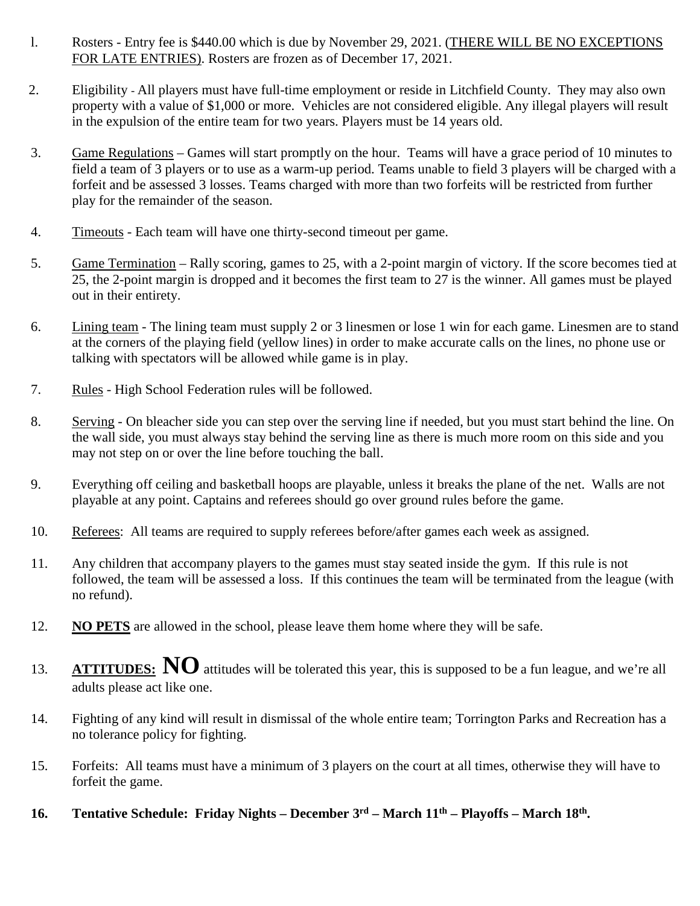1. Rosters - Entry fee is $440.00 which is due by November 29, 2021. (<u>THERE WILL BE NO EXCEPTIONS FOR LATE ENTRIES</u>). Rosters are frozen as of December 17, 2021.

2. Eligibility - All players must have full-time employment or reside in Litchfield County. They may also own property with a value of $1,000 or more. Vehicles are not considered eligible. Any illegal players will result in the expulsion of the entire team for two years. Players must be 14 years old.

3. <u>Game Regulations</u> – Games will start promptly on the hour. Teams will have a grace period of 10 minutes to field a team of 3 players or to use as a warm-up period. Teams unable to field 3 players will be charged with a forfeit and be assessed 3 losses. Teams charged with more than two forfeits will be restricted from further play for the remainder of the season.

4. <u>Timeouts</u> - Each team will have one thirty-second timeout per game.

5. <u>Game Termination</u> – Rally scoring, games to 25, with a 2-point margin of victory. If the score becomes tied at 25, the 2-point margin is dropped and it becomes the first team to 27 is the winner. All games must be played out in their entirety.

6. <u>Lining team</u> - The lining team must supply 2 or 3 linesmen or lose 1 win for each game. Linesmen are to stand at the corners of the playing field (yellow lines) in order to make accurate calls on the lines, no phone use or talking with spectators will be allowed while game is in play.

7. <u>Rules</u> - High School Federation rules will be followed.

8. <u>Serving</u> - On bleacher side you can step over the serving line if needed, but you must start behind the line. On the wall side, you must always stay behind the serving line as there is much more room on this side and you may not step on or over the line before touching the ball.

9. Everything off ceiling and basketball hoops are playable, unless it breaks the plane of the net. Walls are not playable at any point. Captains and referees should go over ground rules before the game.

10. <u>Referees</u>: All teams are required to supply referees before/after games each week as assigned.

11. Any children that accompany players to the games must stay seated inside the gym. If this rule is not followed, the team will be assessed a loss. If this continues the team will be terminated from the league (with no refund).

12. <u>**NO PETS**</u> are allowed in the school, please leave them home where they will be safe.

13. <u>**ATTITUDES:**</u> **NO** attitudes will be tolerated this year, this is supposed to be a fun league, and we're all adults please act like one.

14. Fighting of any kind will result in dismissal of the whole entire team; Torrington Parks and Recreation has a no tolerance policy for fighting.

15. Forfeits: All teams must have a minimum of 3 players on the court at all times, otherwise they will have to forfeit the game.

16. **Tentative Schedule: Friday Nights – December 3rd – March 11th – Playoffs – March 18th.**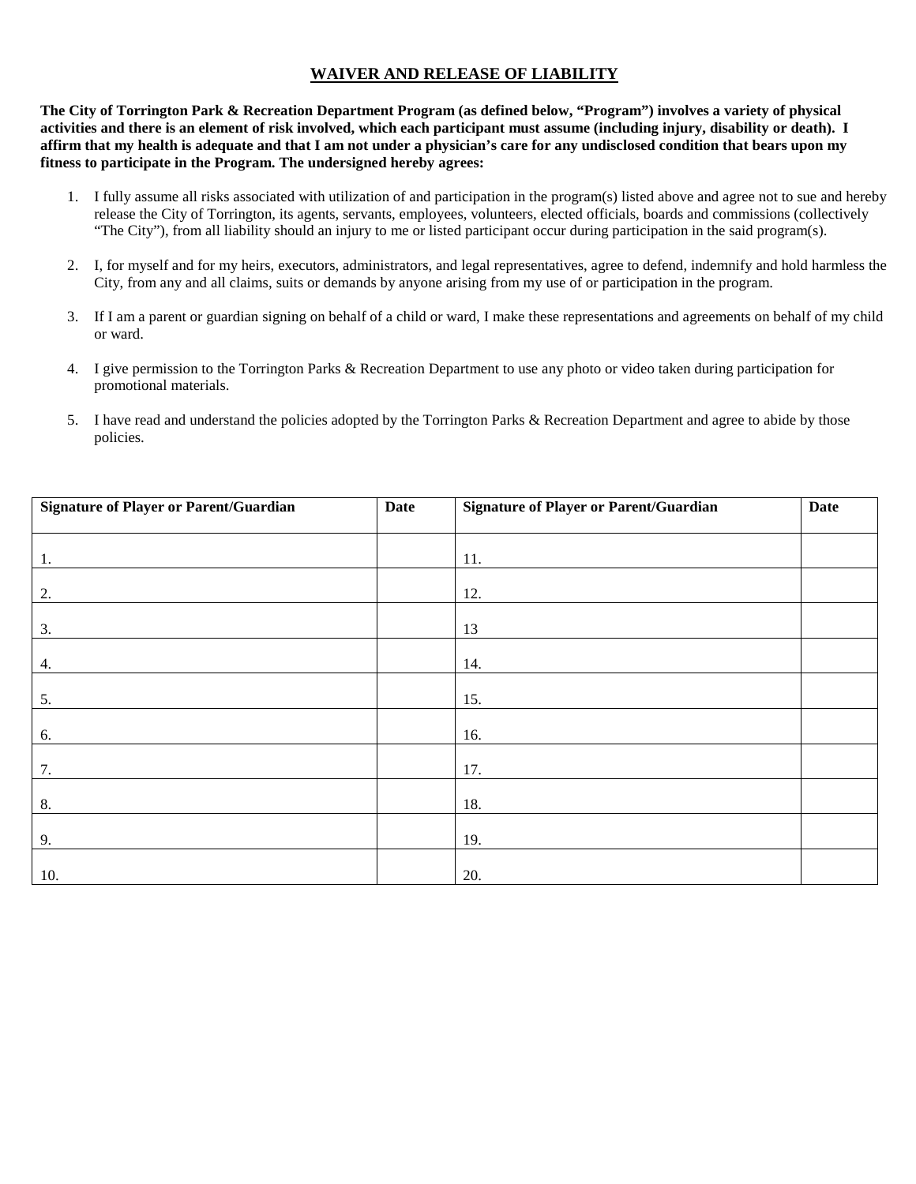## WAIVER AND RELEASE OF LIABILITY

**The City of Torrington Park & Recreation Department Program (as defined below, "Program") involves a variety of physical activities and there is an element of risk involved, which each participant must assume (including injury, disability or death). I affirm that my health is adequate and that I am not under a physician's care for any undisclosed condition that bears upon my fitness to participate in the Program. The undersigned hereby agrees:**

1. I fully assume all risks associated with utilization of and participation in the program(s) listed above and agree not to sue and hereby release the City of Torrington, its agents, servants, employees, volunteers, elected officials, boards and commissions (collectively "The City"), from all liability should an injury to me or listed participant occur during participation in the said program(s).

2. I, for myself and for my heirs, executors, administrators, and legal representatives, agree to defend, indemnify and hold harmless the City, from any and all claims, suits or demands by anyone arising from my use of or participation in the program.

3. If I am a parent or guardian signing on behalf of a child or ward, I make these representations and agreements on behalf of my child or ward.

4. I give permission to the Torrington Parks & Recreation Department to use any photo or video taken during participation for promotional materials.

5. I have read and understand the policies adopted by the Torrington Parks & Recreation Department and agree to abide by those policies.

| Signature of Player or Parent/Guardian | Date | Signature of Player or Parent/Guardian | Date |
|---|---|---|---|
| 1. | | 11. | |
| 2. | | 12. | |
| 3. | | 13 | |
| 4. | | 14. | |
| 5. | | 15. | |
| 6. | | 16. | |
| 7. | | 17. | |
| 8. | | 18. | |
| 9. | | 19. | |
| 10. | | 20. | |